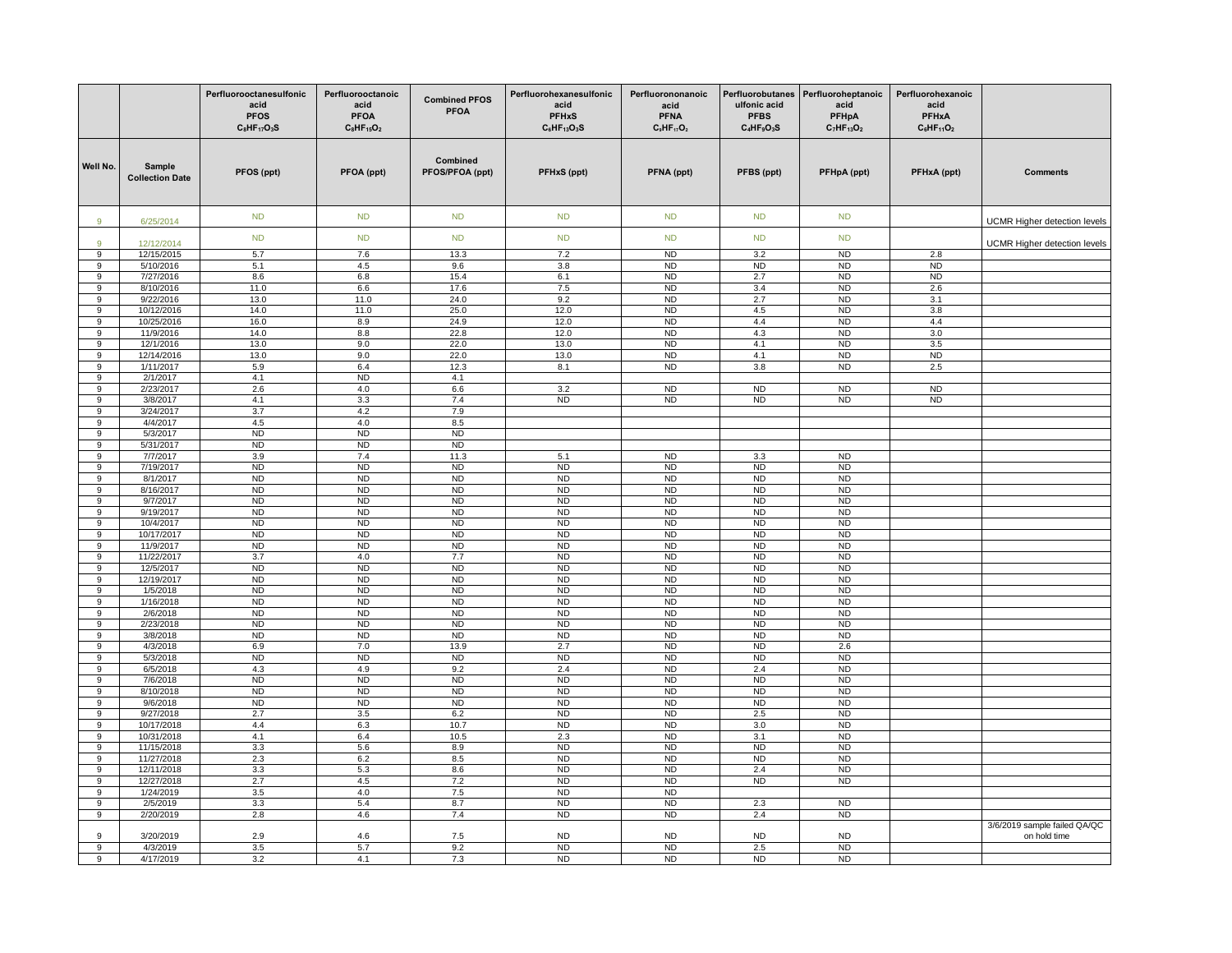| | | Perfluorooctanesulfonic acid PFOS $C_8HF_{17}O_3S$ | Perfluorooctanoic acid PFOA $C_8HF_{15}O_2$ | Combined PFOS PFOA | Perfluorohexanesulfonic acid PFHxS $C_6HF_{13}O_3S$ | Perfluorononanoic acid PFNA $C_9HF_{17}O_2$ | Perfluorobutanesulfonic acid PFBS $C_4HF_9O_3S$ | Perfluoroheptanoic acid PFHpA $C_7HF_{13}O_2$ | Perfluorohexanoic acid PFHxA $C_6HF_{11}O_2$ | |
|---|---|---|---|---|---|---|---|---|---|---|
| **Well No.** | **Sample Collection Date** | **PFOS (ppt)** | **PFOA (ppt)** | **Combined PFOS/PFOA (ppt)** | **PFHxS (ppt)** | **PFNA (ppt)** | **PFBS (ppt)** | **PFHpA (ppt)** | **PFHxA (ppt)** | **Comments** |
| 9 | 6/25/2014 | ND | ND | ND | ND | ND | ND | ND | | UCMR Higher detection levels |
| 9 | 12/12/2014 | ND | ND | ND | ND | ND | ND | ND | | UCMR Higher detection levels |
| 9 | 12/15/2015 | 5.7 | 7.6 | 13.3 | 7.2 | ND | 3.2 | ND | 2.8 | |
| 9 | 5/10/2016 | 5.1 | 4.5 | 9.6 | 3.8 | ND | ND | ND | ND | |
| 9 | 7/27/2016 | 8.6 | 6.8 | 15.4 | 6.1 | ND | 2.7 | ND | ND | |
| 9 | 8/10/2016 | 11.0 | 6.6 | 17.6 | 7.5 | ND | 3.4 | ND | 2.6 | |
| 9 | 9/22/2016 | 13.0 | 11.0 | 24.0 | 9.2 | ND | 2.7 | ND | 3.1 | |
| 9 | 10/12/2016 | 14.0 | 11.0 | 25.0 | 12.0 | ND | 4.5 | ND | 3.8 | |
| 9 | 10/25/2016 | 16.0 | 8.9 | 24.9 | 12.0 | ND | 4.4 | ND | 4.4 | |
| 9 | 11/9/2016 | 14.0 | 8.8 | 22.8 | 12.0 | ND | 4.3 | ND | 3.0 | |
| 9 | 12/1/2016 | 13.0 | 9.0 | 22.0 | 13.0 | ND | 4.1 | ND | 3.5 | |
| 9 | 12/14/2016 | 13.0 | 9.0 | 22.0 | 13.0 | ND | 4.1 | ND | ND | |
| 9 | 1/11/2017 | 5.9 | 6.4 | 12.3 | 8.1 | ND | 3.8 | ND | 2.5 | |
| 9 | 2/1/2017 | 4.1 | ND | 4.1 | | | | | | |
| 9 | 2/23/2017 | 2.6 | 4.0 | 6.6 | 3.2 | ND | ND | ND | ND | |
| 9 | 3/8/2017 | 4.1 | 3.3 | 7.4 | ND | ND | ND | ND | ND | |
| 9 | 3/24/2017 | 3.7 | 4.2 | 7.9 | | | | | | |
| 9 | 4/4/2017 | 4.5 | 4.0 | 8.5 | | | | | | |
| 9 | 5/3/2017 | ND | ND | ND | | | | | | |
| 9 | 5/31/2017 | ND | ND | ND | | | | | | |
| 9 | 7/7/2017 | 3.9 | 7.4 | 11.3 | 5.1 | ND | 3.3 | ND | | |
| 9 | 7/19/2017 | ND | ND | ND | ND | ND | ND | ND | | |
| 9 | 8/1/2017 | ND | ND | ND | ND | ND | ND | ND | | |
| 9 | 8/16/2017 | ND | ND | ND | ND | ND | ND | ND | | |
| 9 | 9/7/2017 | ND | ND | ND | ND | ND | ND | ND | | |
| 9 | 9/19/2017 | ND | ND | ND | ND | ND | ND | ND | | |
| 9 | 10/4/2017 | ND | ND | ND | ND | ND | ND | ND | | |
| 9 | 10/17/2017 | ND | ND | ND | ND | ND | ND | ND | | |
| 9 | 11/9/2017 | ND | ND | ND | ND | ND | ND | ND | | |
| 9 | 11/22/2017 | 3.7 | 4.0 | 7.7 | ND | ND | ND | ND | | |
| 9 | 12/5/2017 | ND | ND | ND | ND | ND | ND | ND | | |
| 9 | 12/19/2017 | ND | ND | ND | ND | ND | ND | ND | | |
| 9 | 1/5/2018 | ND | ND | ND | ND | ND | ND | ND | | |
| 9 | 1/16/2018 | ND | ND | ND | ND | ND | ND | ND | | |
| 9 | 2/6/2018 | ND | ND | ND | ND | ND | ND | ND | | |
| 9 | 2/23/2018 | ND | ND | ND | ND | ND | ND | ND | | |
| 9 | 3/8/2018 | ND | ND | ND | ND | ND | ND | ND | | |
| 9 | 4/3/2018 | 6.9 | 7.0 | 13.9 | 2.7 | ND | ND | 2.6 | | |
| 9 | 5/3/2018 | ND | ND | ND | ND | ND | ND | ND | | |
| 9 | 6/5/2018 | 4.3 | 4.9 | 9.2 | 2.4 | ND | 2.4 | ND | | |
| 9 | 7/6/2018 | ND | ND | ND | ND | ND | ND | ND | | |
| 9 | 8/10/2018 | ND | ND | ND | ND | ND | ND | ND | | |
| 9 | 9/6/2018 | ND | ND | ND | ND | ND | ND | ND | | |
| 9 | 9/27/2018 | 2.7 | 3.5 | 6.2 | ND | ND | 2.5 | ND | | |
| 9 | 10/17/2018 | 4.4 | 6.3 | 10.7 | ND | ND | 3.0 | ND | | |
| 9 | 10/31/2018 | 4.1 | 6.4 | 10.5 | 2.3 | ND | 3.1 | ND | | |
| 9 | 11/15/2018 | 3.3 | 5.6 | 8.9 | ND | ND | ND | ND | | |
| 9 | 11/27/2018 | 2.3 | 6.2 | 8.5 | ND | ND | ND | ND | | |
| 9 | 12/11/2018 | 3.3 | 5.3 | 8.6 | ND | ND | 2.4 | ND | | |
| 9 | 12/27/2018 | 2.7 | 4.5 | 7.2 | ND | ND | ND | ND | | |
| 9 | 1/24/2019 | 3.5 | 4.0 | 7.5 | ND | ND | | | | |
| 9 | 2/5/2019 | 3.3 | 5.4 | 8.7 | ND | ND | 2.3 | ND | | |
| 9 | 2/20/2019 | 2.8 | 4.6 | 7.4 | ND | ND | 2.4 | ND | | |
| 9 | 3/20/2019 | 2.9 | 4.6 | 7.5 | ND | ND | ND | ND | | 3/6/2019 sample failed QA/QC on hold time |
| 9 | 4/3/2019 | 3.5 | 5.7 | 9.2 | ND | ND | 2.5 | ND | | |
| 9 | 4/17/2019 | 3.2 | 4.1 | 7.3 | ND | ND | ND | ND | | |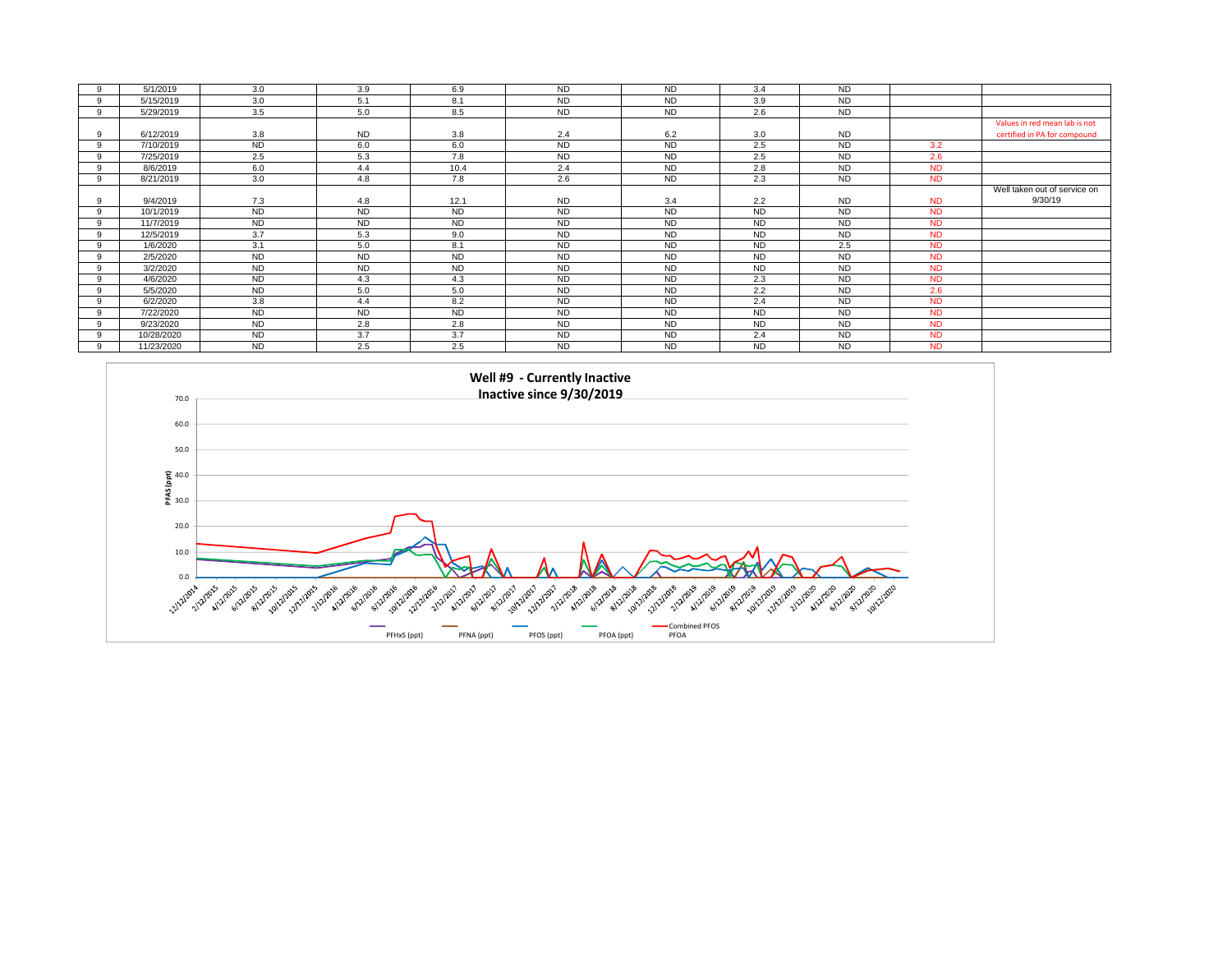| | | | | | | | | | | |
|---|---|---|---|---|---|---|---|---|---|---|
| 9 | 5/1/2019 | 3.0 | 3.9 | 6.9 | ND | ND | 3.4 | ND | | |
| 9 | 5/15/2019 | 3.0 | 5.1 | 8.1 | ND | ND | 3.9 | ND | | |
| 9 | 5/29/2019 | 3.5 | 5.0 | 8.5 | ND | ND | 2.6 | ND | | |
| 9 | 6/12/2019 | 3.8 | ND | 3.8 | 2.4 | 6.2 | 3.0 | ND | | Values in red mean lab is not certified in PA for compound |
| 9 | 7/10/2019 | ND | 6.0 | 6.0 | ND | ND | 2.5 | ND | 3.2 | |
| 9 | 7/25/2019 | 2.5 | 5.3 | 7.8 | ND | ND | 2.5 | ND | 2.6 | |
| 9 | 8/6/2019 | 6.0 | 4.4 | 10.4 | 2.4 | ND | 2.8 | ND | ND | |
| 9 | 8/21/2019 | 3.0 | 4.8 | 7.8 | 2.6 | ND | 2.3 | ND | ND | |
| 9 | 9/4/2019 | 7.3 | 4.8 | 12.1 | ND | 3.4 | 2.2 | ND | ND | Well taken out of service on 9/30/19 |
| 9 | 10/1/2019 | ND | ND | ND | ND | ND | ND | ND | ND | |
| 9 | 11/7/2019 | ND | ND | ND | ND | ND | ND | ND | ND | |
| 9 | 12/5/2019 | 3.7 | 5.3 | 9.0 | ND | ND | ND | ND | ND | |
| 9 | 1/6/2020 | 3.1 | 5.0 | 8.1 | ND | ND | ND | 2.5 | ND | |
| 9 | 2/5/2020 | ND | ND | ND | ND | ND | ND | ND | ND | |
| 9 | 3/2/2020 | ND | ND | ND | ND | ND | ND | ND | ND | |
| 9 | 4/6/2020 | ND | 4.3 | 4.3 | ND | ND | 2.3 | ND | ND | |
| 9 | 5/5/2020 | ND | 5.0 | 5.0 | ND | ND | 2.2 | ND | 2.6 | |
| 9 | 6/2/2020 | 3.8 | 4.4 | 8.2 | ND | ND | 2.4 | ND | ND | |
| 9 | 7/22/2020 | ND | ND | ND | ND | ND | ND | ND | ND | |
| 9 | 9/23/2020 | ND | 2.8 | 2.8 | ND | ND | ND | ND | ND | |
| 9 | 10/28/2020 | ND | 3.7 | 3.7 | ND | ND | 2.4 | ND | ND | |
| 9 | 11/23/2020 | ND | 2.5 | 2.5 | ND | ND | ND | ND | ND | |

**Well #9 - Currently Inactive**
**Inactive since 9/30/2019**

PFAS (ppt)

70.0
60.0
50.0
40.0
30.0
20.0
10.0
0.0

12/12/2014, 2/12/2015, 4/12/2015, 6/12/2015, 8/12/2015, 10/12/2015, 12/12/2015, 2/12/2016, 4/12/2016, 6/12/2016, 8/12/2016, 10/12/2016, 12/12/2016, 2/12/2017, 4/12/2017, 6/12/2017, 8/12/2017, 10/12/2017, 12/12/2017, 2/12/2018, 4/12/2018, 6/12/2018, 8/12/2018, 10/12/2018, 12/12/2018, 2/12/2019, 4/12/2019, 6/12/2019, 8/12/2019, 10/12/2019, 12/12/2019, 2/12/2020, 4/12/2020, 6/12/2020, 8/12/2020, 10/12/2020

PFHxS (ppt)
PFNA (ppt)
PFOS (ppt)
PFOA (ppt)
Combined PFOS PFOA